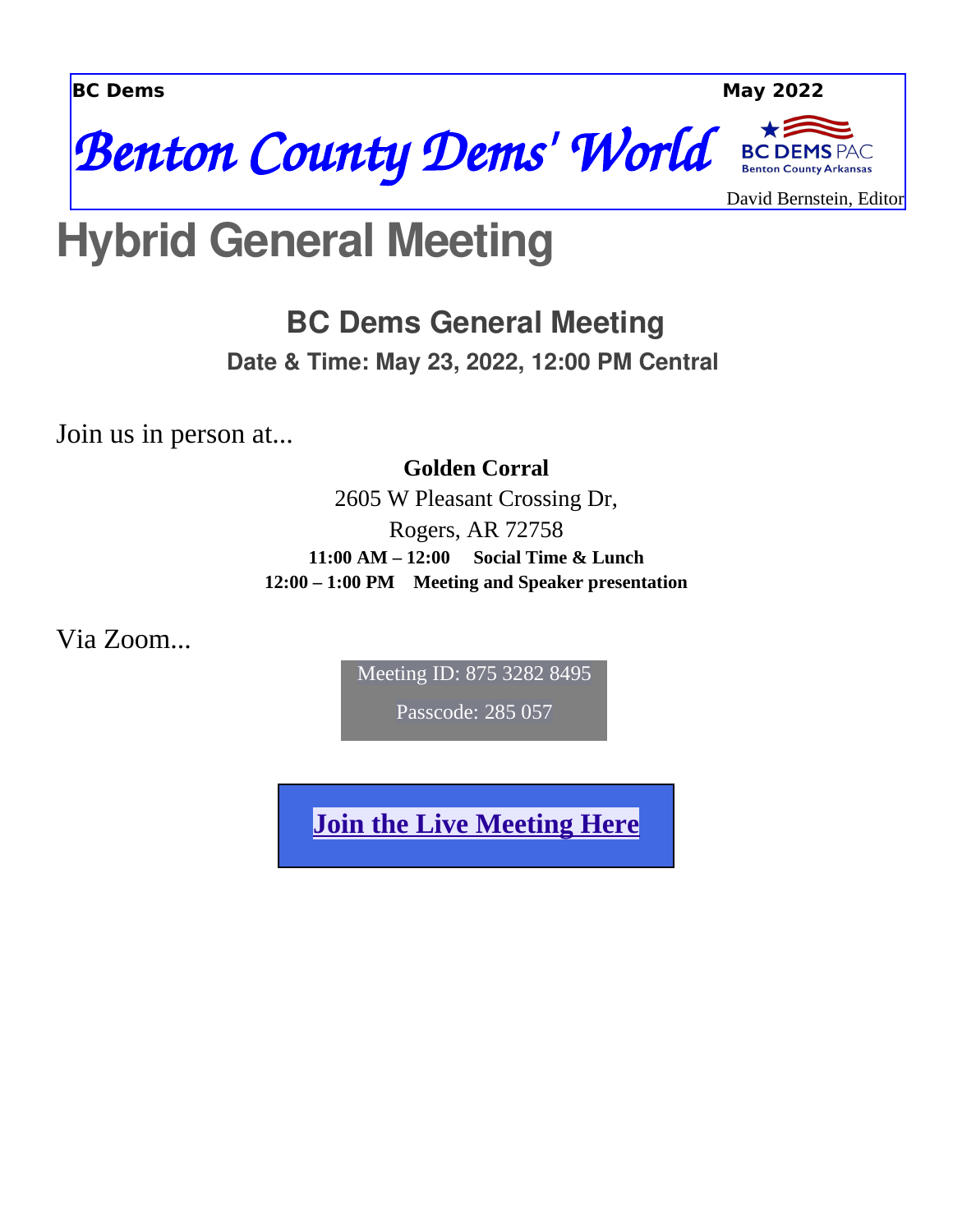**BC Dems** **May 2022**

# *Benton County Dems' World*

BC DEMS PAC
Benton County Arkansas

David Bernstein, Editor

# Hybrid General Meeting

## BC Dems General Meeting

### Date & Time: May 23, 2022, 12:00 PM Central

Join us in person at...

**Golden Corral**
2605 W Pleasant Crossing Dr,
Rogers, AR 72758
**11:00 AM – 12:00 Social Time & Lunch**
**12:00 – 1:00 PM Meeting and Speaker presentation**

Via Zoom...

Meeting ID: 875 3282 8495

Passcode: 285 057

**Join the Live Meeting Here**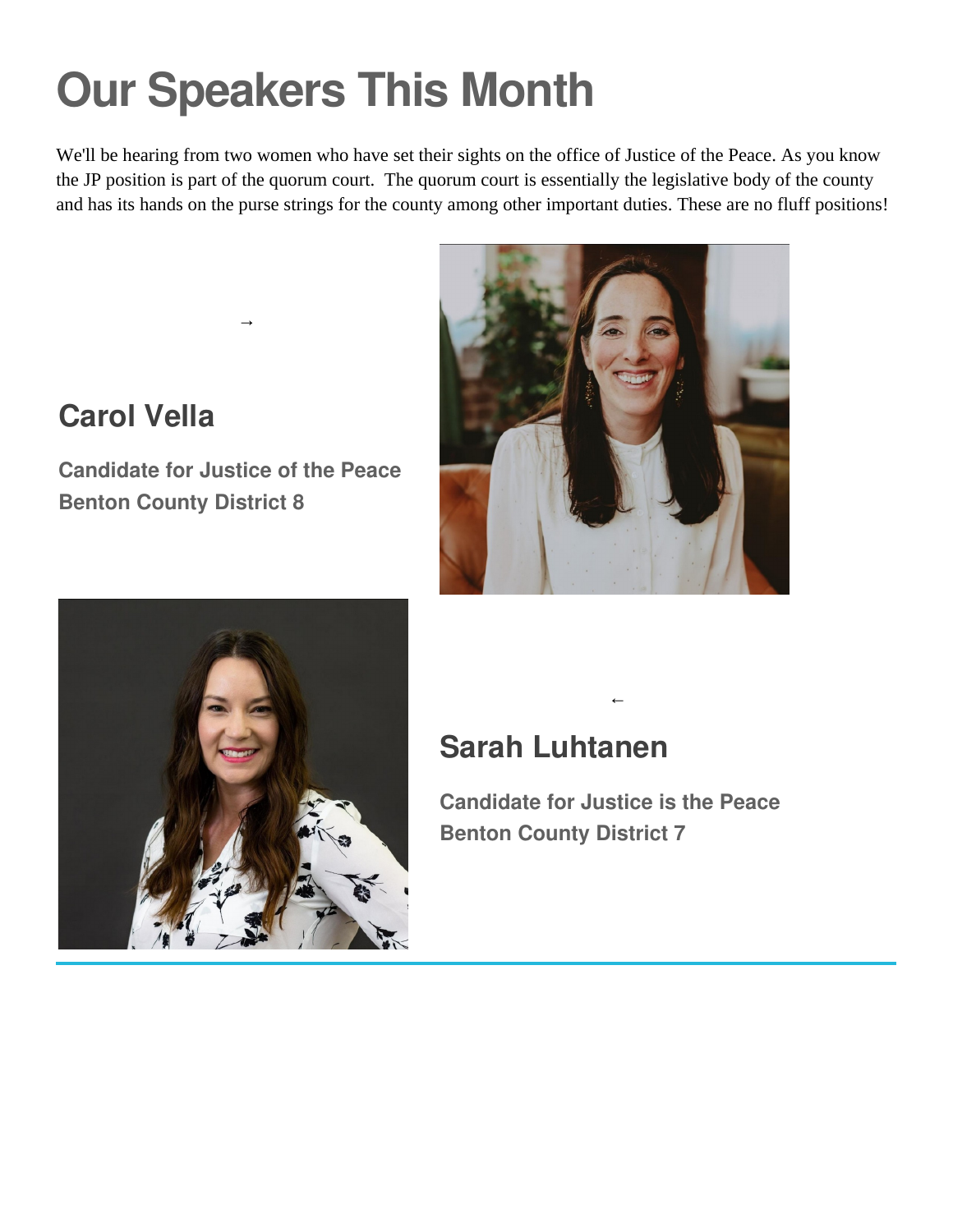# Our Speakers This Month

We'll be hearing from two women who have set their sights on the office of Justice of the Peace. As you know the JP position is part of the quorum court. The quorum court is essentially the legislative body of the county and has its hands on the purse strings for the county among other important duties. These are no fluff positions!

→

## Carol Vella

**Candidate for Justice of the Peace**
**Benton County District 8**

←

## Sarah Luhtanen

**Candidate for Justice is the Peace**
**Benton County District 7**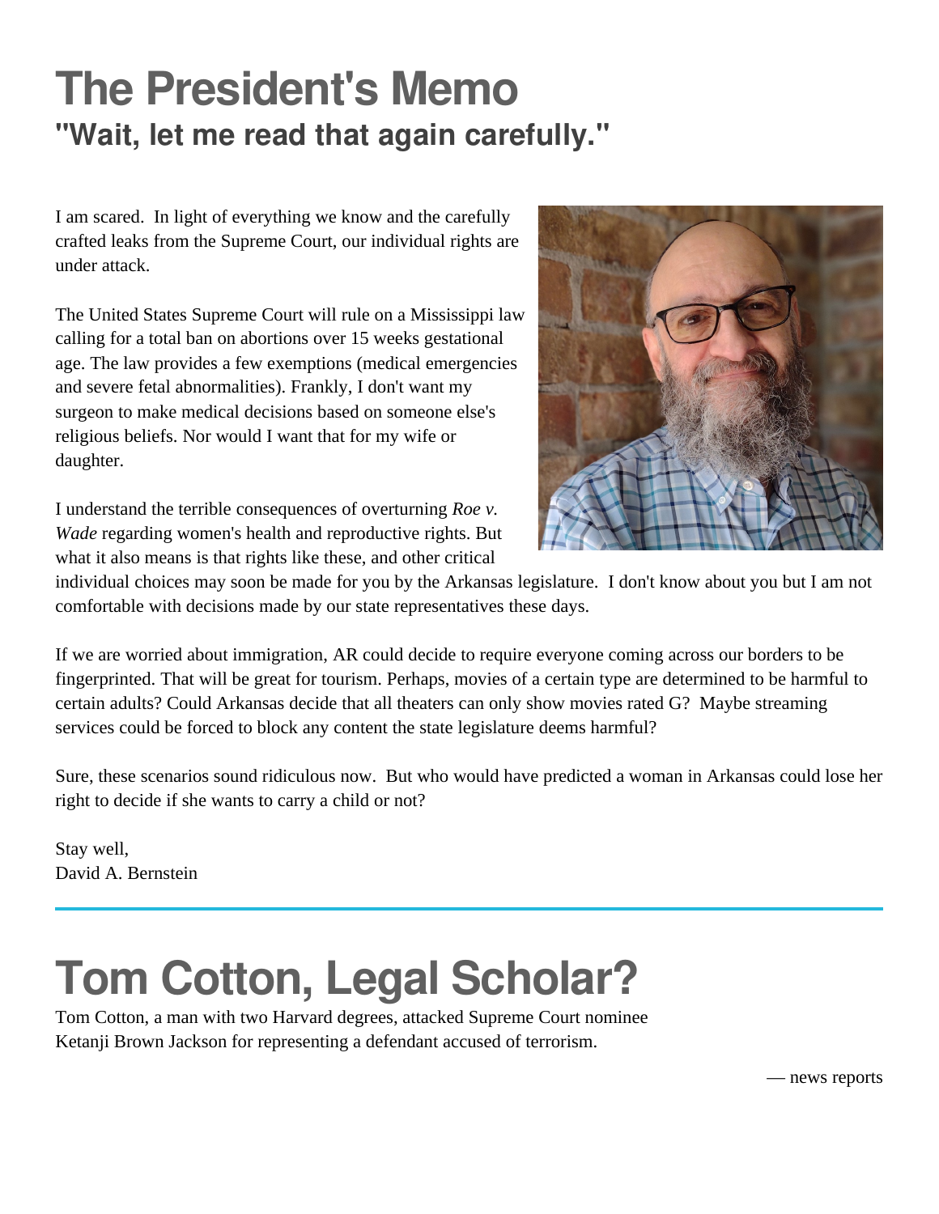# The President's Memo

## "Wait, let me read that again carefully."

I am scared. In light of everything we know and the carefully crafted leaks from the Supreme Court, our individual rights are under attack.

The United States Supreme Court will rule on a Mississippi law calling for a total ban on abortions over 15 weeks gestational age. The law provides a few exemptions (medical emergencies and severe fetal abnormalities). Frankly, I don't want my surgeon to make medical decisions based on someone else's religious beliefs. Nor would I want that for my wife or daughter.

I understand the terrible consequences of overturning *Roe v. Wade* regarding women's health and reproductive rights. But what it also means is that rights like these, and other critical individual choices may soon be made for you by the Arkansas legislature. I don't know about you but I am not comfortable with decisions made by our state representatives these days.

If we are worried about immigration, AR could decide to require everyone coming across our borders to be fingerprinted. That will be great for tourism. Perhaps, movies of a certain type are determined to be harmful to certain adults? Could Arkansas decide that all theaters can only show movies rated G? Maybe streaming services could be forced to block any content the state legislature deems harmful?

Sure, these scenarios sound ridiculous now. But who would have predicted a woman in Arkansas could lose her right to decide if she wants to carry a child or not?

Stay well,
David A. Bernstein

---

# Tom Cotton, Legal Scholar?

Tom Cotton, a man with two Harvard degrees, attacked Supreme Court nominee Ketanji Brown Jackson for representing a defendant accused of terrorism.

— news reports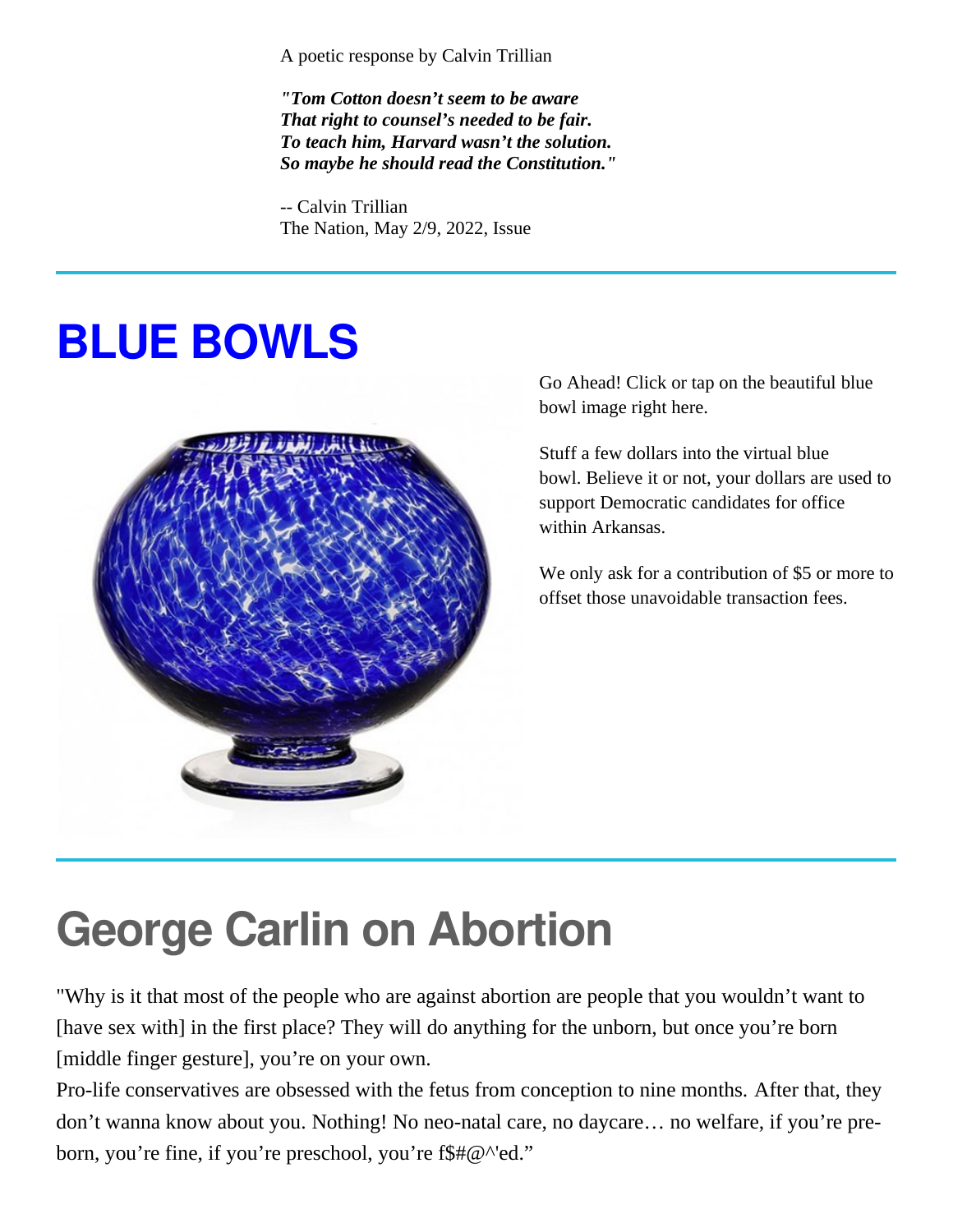A poetic response by Calvin Trillian

***"Tom Cotton doesn't seem to be aware***
***That right to counsel's needed to be fair.***
***To teach him, Harvard wasn't the solution.***
***So maybe he should read the Constitution."***

-- Calvin Trillian
The Nation, May 2/9, 2022, Issue

---

# BLUE BOWLS

Go Ahead! Click or tap on the beautiful blue bowl image right here.

Stuff a few dollars into the virtual blue bowl. Believe it or not, your dollars are used to support Democratic candidates for office within Arkansas.

We only ask for a contribution of $5 or more to offset those unavoidable transaction fees.

---

# George Carlin on Abortion

"Why is it that most of the people who are against abortion are people that you wouldn't want to [have sex with] in the first place? They will do anything for the unborn, but once you're born [middle finger gesture], you're on your own.
Pro-life conservatives are obsessed with the fetus from conception to nine months. After that, they don't wanna know about you. Nothing! No neo-natal care, no daycare… no welfare, if you're pre-born, you're fine, if you're preschool, you're f$#@^'ed."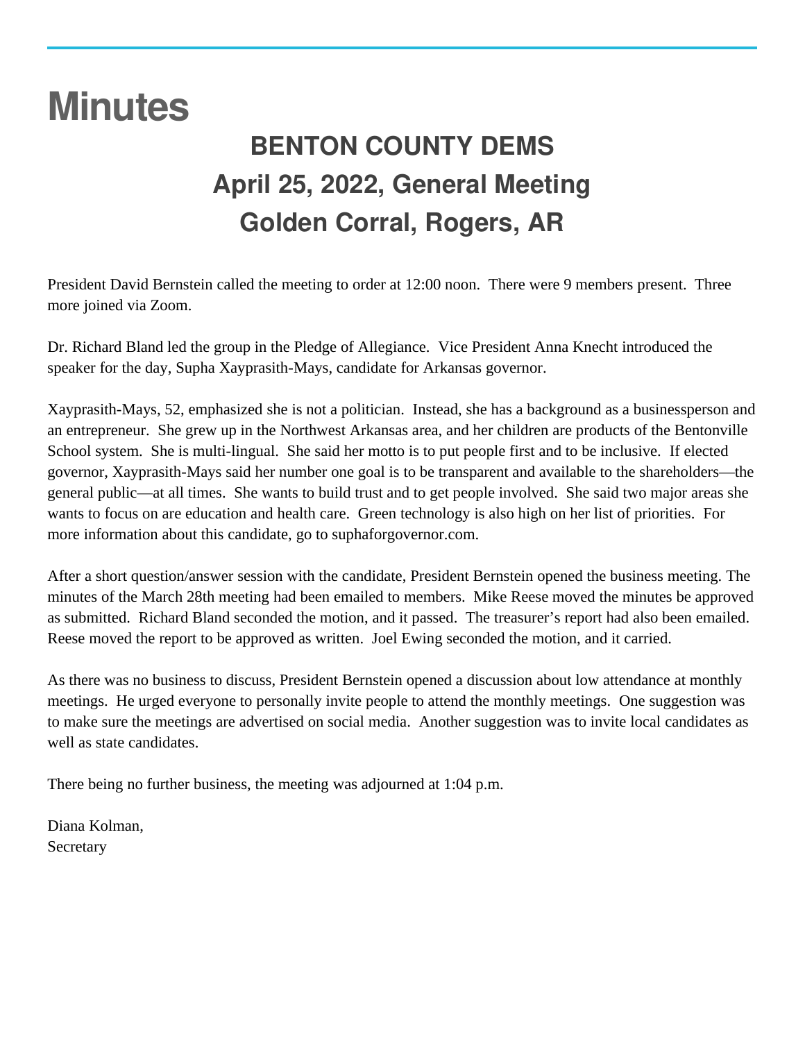# Minutes

## BENTON COUNTY DEMS
## April 25, 2022, General Meeting
## Golden Corral, Rogers, AR

President David Bernstein called the meeting to order at 12:00 noon. There were 9 members present. Three more joined via Zoom.

Dr. Richard Bland led the group in the Pledge of Allegiance. Vice President Anna Knecht introduced the speaker for the day, Supha Xayprasith-Mays, candidate for Arkansas governor.

Xayprasith-Mays, 52, emphasized she is not a politician. Instead, she has a background as a businessperson and an entrepreneur. She grew up in the Northwest Arkansas area, and her children are products of the Bentonville School system. She is multi-lingual. She said her motto is to put people first and to be inclusive. If elected governor, Xayprasith-Mays said her number one goal is to be transparent and available to the shareholders—the general public—at all times. She wants to build trust and to get people involved. She said two major areas she wants to focus on are education and health care. Green technology is also high on her list of priorities. For more information about this candidate, go to suphaforgovernor.com.

After a short question/answer session with the candidate, President Bernstein opened the business meeting. The minutes of the March 28th meeting had been emailed to members. Mike Reese moved the minutes be approved as submitted. Richard Bland seconded the motion, and it passed. The treasurer's report had also been emailed. Reese moved the report to be approved as written. Joel Ewing seconded the motion, and it carried.

As there was no business to discuss, President Bernstein opened a discussion about low attendance at monthly meetings. He urged everyone to personally invite people to attend the monthly meetings. One suggestion was to make sure the meetings are advertised on social media. Another suggestion was to invite local candidates as well as state candidates.

There being no further business, the meeting was adjourned at 1:04 p.m.

Diana Kolman,
Secretary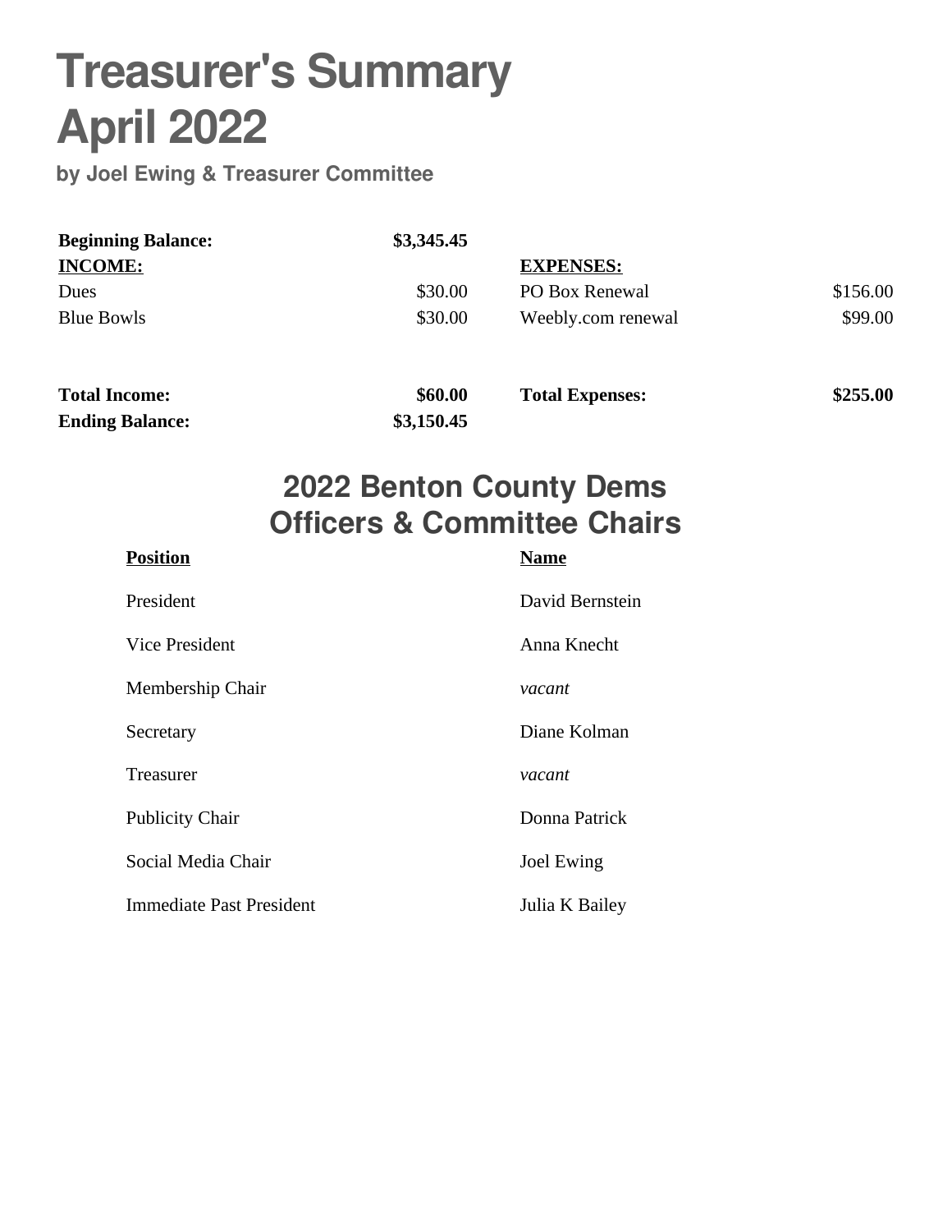# Treasurer's Summary April 2022

**by Joel Ewing & Treasurer Committee**

| | | | |
|---|---|---|---|
| **Beginning Balance:** | **$3,345.45** | | |
| **INCOME:** | | **EXPENSES:** | |
| Dues | $30.00 | PO Box Renewal | $156.00 |
| Blue Bowls | $30.00 | Weebly.com renewal | $99.00 |
| **Total Income:** | **$60.00** | **Total Expenses:** | **$255.00** |
| **Ending Balance:** | **$3,150.45** | | |

## 2022 Benton County Dems Officers & Committee Chairs

| **Position** | **Name** |
|---|---|
| President | David Bernstein |
| Vice President | Anna Knecht |
| Membership Chair | *vacant* |
| Secretary | Diane Kolman |
| Treasurer | *vacant* |
| Publicity Chair | Donna Patrick |
| Social Media Chair | Joel Ewing |
| Immediate Past President | Julia K Bailey |